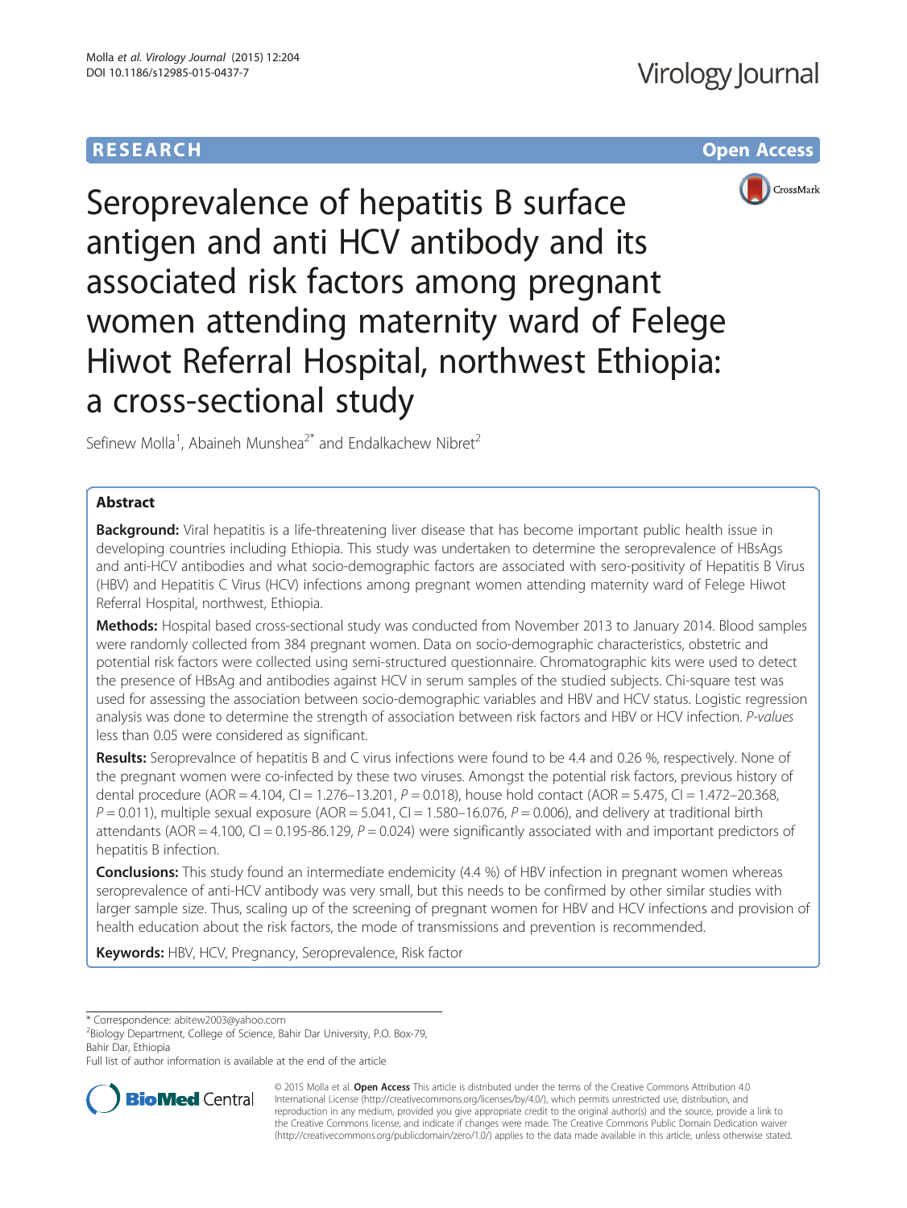**RESEARCH** **Open Access**

# Seroprevalence of hepatitis B surface antigen and anti HCV antibody and its associated risk factors among pregnant women attending maternity ward of Felege Hiwot Referral Hospital, northwest Ethiopia: a cross-sectional study

Sefinew Molla[1], Abaineh Munshea[2*] and Endalkachew Nibret[2]

## Abstract

**Background:** Viral hepatitis is a life-threatening liver disease that has become important public health issue in developing countries including Ethiopia. This study was undertaken to determine the seroprevalence of HBsAgs and anti-HCV antibodies and what socio-demographic factors are associated with sero-positivity of Hepatitis B Virus (HBV) and Hepatitis C Virus (HCV) infections among pregnant women attending maternity ward of Felege Hiwot Referral Hospital, northwest, Ethiopia.

**Methods:** Hospital based cross-sectional study was conducted from November 2013 to January 2014. Blood samples were randomly collected from 384 pregnant women. Data on socio-demographic characteristics, obstetric and potential risk factors were collected using semi-structured questionnaire. Chromatographic kits were used to detect the presence of HBsAg and antibodies against HCV in serum samples of the studied subjects. Chi-square test was used for assessing the association between socio-demographic variables and HBV and HCV status. Logistic regression analysis was done to determine the strength of association between risk factors and HBV or HCV infection. *P-values* less than 0.05 were considered as significant.

**Results:** Seroprevalnce of hepatitis B and C virus infections were found to be 4.4 and 0.26 %, respectively. None of the pregnant women were co-infected by these two viruses. Amongst the potential risk factors, previous history of dental procedure (AOR = 4.104, CI = 1.276–13.201, $P = 0.018$), house hold contact (AOR = 5.475, CI = 1.472–20.368, $P = 0.011$), multiple sexual exposure (AOR = 5.041, CI = 1.580–16.076, $P = 0.006$), and delivery at traditional birth attendants (AOR = 4.100, CI = 0.195-86.129, $P = 0.024$) were significantly associated with and important predictors of hepatitis B infection.

**Conclusions:** This study found an intermediate endemicity (4.4 %) of HBV infection in pregnant women whereas seroprevalence of anti-HCV antibody was very small, but this needs to be confirmed by other similar studies with larger sample size. Thus, scaling up of the screening of pregnant women for HBV and HCV infections and provision of health education about the risk factors, the mode of transmissions and prevention is recommended.

**Keywords:** HBV, HCV, Pregnancy, Seroprevalence, Risk factor

---

\* Correspondence: abitew2003@yahoo.com
[2]Biology Department, College of Science, Bahir Dar University, P.O. Box-79, Bahir Dar, Ethiopia
Full list of author information is available at the end of the article

© 2015 Molla et al. **Open Access** This article is distributed under the terms of the Creative Commons Attribution 4.0 International License (http://creativecommons.org/licenses/by/4.0/), which permits unrestricted use, distribution, and reproduction in any medium, provided you give appropriate credit to the original author(s) and the source, provide a link to the Creative Commons license, and indicate if changes were made. The Creative Commons Public Domain Dedication waiver (http://creativecommons.org/publicdomain/zero/1.0/) applies to the data made available in this article, unless otherwise stated.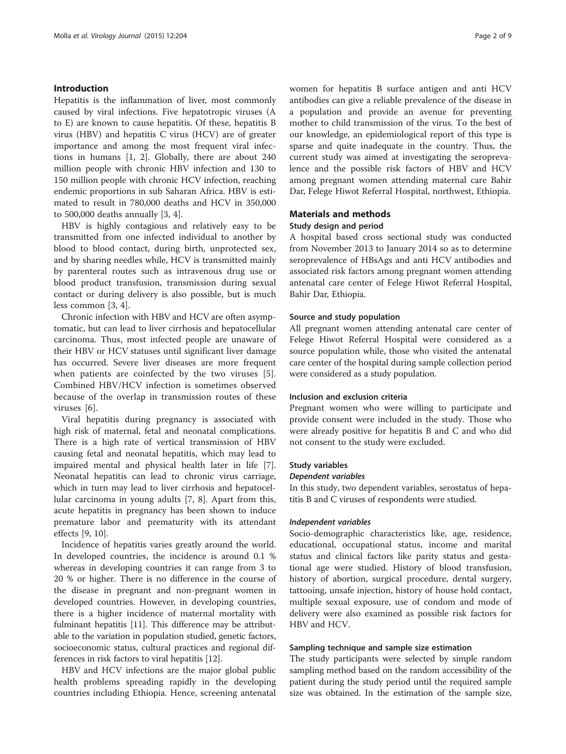## Introduction

Hepatitis is the inflammation of liver, most commonly caused by viral infections. Five hepatotropic viruses (A to E) are known to cause hepatitis. Of these, hepatitis B virus (HBV) and hepatitis C virus (HCV) are of greater importance and among the most frequent viral infections in humans [1, 2]. Globally, there are about 240 million people with chronic HBV infection and 130 to 150 million people with chronic HCV infection, reaching endemic proportions in sub Saharan Africa. HBV is estimated to result in 780,000 deaths and HCV in 350,000 to 500,000 deaths annually [3, 4].

HBV is highly contagious and relatively easy to be transmitted from one infected individual to another by blood to blood contact, during birth, unprotected sex, and by sharing needles while, HCV is transmitted mainly by parenteral routes such as intravenous drug use or blood product transfusion, transmission during sexual contact or during delivery is also possible, but is much less common [3, 4].

Chronic infection with HBV and HCV are often asymptomatic, but can lead to liver cirrhosis and hepatocellular carcinoma. Thus, most infected people are unaware of their HBV or HCV statuses until significant liver damage has occurred. Severe liver diseases are more frequent when patients are coinfected by the two viruses [5]. Combined HBV/HCV infection is sometimes observed because of the overlap in transmission routes of these viruses [6].

Viral hepatitis during pregnancy is associated with high risk of maternal, fetal and neonatal complications. There is a high rate of vertical transmission of HBV causing fetal and neonatal hepatitis, which may lead to impaired mental and physical health later in life [7]. Neonatal hepatitis can lead to chronic virus carriage, which in turn may lead to liver cirrhosis and hepatocellular carcinoma in young adults [7, 8]. Apart from this, acute hepatitis in pregnancy has been shown to induce premature labor and prematurity with its attendant effects [9, 10].

Incidence of hepatitis varies greatly around the world. In developed countries, the incidence is around 0.1 % whereas in developing countries it can range from 3 to 20 % or higher. There is no difference in the course of the disease in pregnant and non-pregnant women in developed countries. However, in developing countries, there is a higher incidence of maternal mortality with fulminant hepatitis [11]. This difference may be attributable to the variation in population studied, genetic factors, socioeconomic status, cultural practices and regional differences in risk factors to viral hepatitis [12].

HBV and HCV infections are the major global public health problems spreading rapidly in the developing countries including Ethiopia. Hence, screening antenatal women for hepatitis B surface antigen and anti HCV antibodies can give a reliable prevalence of the disease in a population and provide an avenue for preventing mother to child transmission of the virus. To the best of our knowledge, an epidemiological report of this type is sparse and quite inadequate in the country. Thus, the current study was aimed at investigating the seroprevalence and the possible risk factors of HBV and HCV among pregnant women attending maternal care Bahir Dar, Felege Hiwot Referral Hospital, northwest, Ethiopia.

## Materials and methods

### Study design and period

A hospital based cross sectional study was conducted from November 2013 to January 2014 so as to determine seroprevalence of HBsAgs and anti HCV antibodies and associated risk factors among pregnant women attending antenatal care center of Felege Hiwot Referral Hospital, Bahir Dar, Ethiopia.

### Source and study population

All pregnant women attending antenatal care center of Felege Hiwot Referral Hospital were considered as a source population while, those who visited the antenatal care center of the hospital during sample collection period were considered as a study population.

### Inclusion and exclusion criteria

Pregnant women who were willing to participate and provide consent were included in the study. Those who were already positive for hepatitis B and C and who did not consent to the study were excluded.

### Study variables

#### *Dependent variables*

In this study, two dependent variables, serostatus of hepatitis B and C viruses of respondents were studied.

#### *Independent variables*

Socio-demographic characteristics like, age, residence, educational, occupational status, income and marital status and clinical factors like parity status and gestational age were studied. History of blood transfusion, history of abortion, surgical procedure, dental surgery, tattooing, unsafe injection, history of house hold contact, multiple sexual exposure, use of condom and mode of delivery were also examined as possible risk factors for HBV and HCV.

### Sampling technique and sample size estimation

The study participants were selected by simple random sampling method based on the random accessibility of the patient during the study period until the required sample size was obtained. In the estimation of the sample size,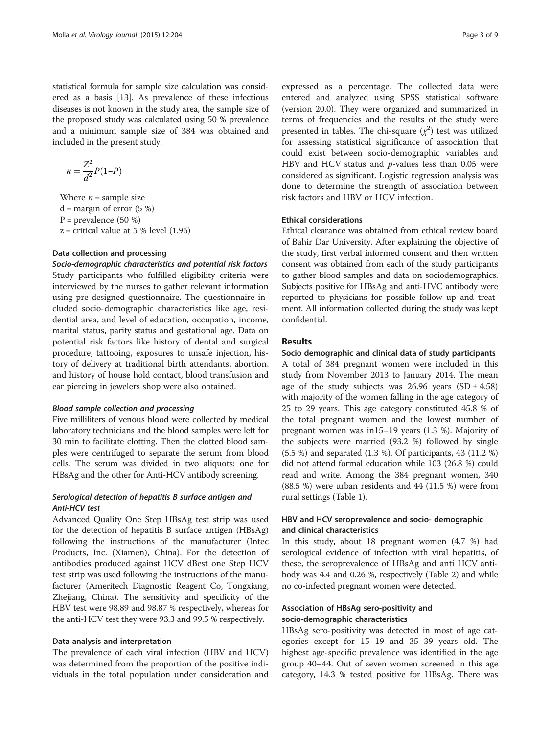statistical formula for sample size calculation was considered as a basis [13]. As prevalence of these infectious diseases is not known in the study area, the sample size of the proposed study was calculated using 50 % prevalence and a minimum sample size of 384 was obtained and included in the present study.

$$n = \frac{Z^2}{d^2} P(1-P)$$

Where $n$ = sample size
d = margin of error (5 %)
P = prevalence (50 %)
z = critical value at 5 % level (1.96)

### Data collection and processing

#### *Socio-demographic characteristics and potential risk factors*

Study participants who fulfilled eligibility criteria were interviewed by the nurses to gather relevant information using pre-designed questionnaire. The questionnaire included socio-demographic characteristics like age, residential area, and level of education, occupation, income, marital status, parity status and gestational age. Data on potential risk factors like history of dental and surgical procedure, tattooing, exposures to unsafe injection, history of delivery at traditional birth attendants, abortion, and history of house hold contact, blood transfusion and ear piercing in jewelers shop were also obtained.

#### *Blood sample collection and processing*

Five milliliters of venous blood were collected by medical laboratory technicians and the blood samples were left for 30 min to facilitate clotting. Then the clotted blood samples were centrifuged to separate the serum from blood cells. The serum was divided in two aliquots: one for HBsAg and the other for Anti-HCV antibody screening.

#### *Serological detection of hepatitis B surface antigen and Anti-HCV test*

Advanced Quality One Step HBsAg test strip was used for the detection of hepatitis B surface antigen (HBsAg) following the instructions of the manufacturer (Intec Products, Inc. (Xiamen), China). For the detection of antibodies produced against HCV dBest one Step HCV test strip was used following the instructions of the manufacturer (Ameritech Diagnostic Reagent Co, Tongxiang, Zhejiang, China). The sensitivity and specificity of the HBV test were 98.89 and 98.87 % respectively, whereas for the anti-HCV test they were 93.3 and 99.5 % respectively.

### Data analysis and interpretation

The prevalence of each viral infection (HBV and HCV) was determined from the proportion of the positive individuals in the total population under consideration and expressed as a percentage. The collected data were entered and analyzed using SPSS statistical software (version 20.0). They were organized and summarized in terms of frequencies and the results of the study were presented in tables. The chi-square ($\chi^2$) test was utilized for assessing statistical significance of association that could exist between socio-demographic variables and HBV and HCV status and *p*-values less than 0.05 were considered as significant. Logistic regression analysis was done to determine the strength of association between risk factors and HBV or HCV infection.

### Ethical considerations

Ethical clearance was obtained from ethical review board of Bahir Dar University. After explaining the objective of the study, first verbal informed consent and then written consent was obtained from each of the study participants to gather blood samples and data on sociodemographics. Subjects positive for HBsAg and anti-HVC antibody were reported to physicians for possible follow up and treatment. All information collected during the study was kept confidential.

## Results

### Socio demographic and clinical data of study participants

A total of 384 pregnant women were included in this study from November 2013 to January 2014. The mean age of the study subjects was 26.96 years (SD ± 4.58) with majority of the women falling in the age category of 25 to 29 years. This age category constituted 45.8 % of the total pregnant women and the lowest number of pregnant women was in15–19 years (1.3 %). Majority of the subjects were married (93.2 %) followed by single (5.5 %) and separated (1.3 %). Of participants, 43 (11.2 %) did not attend formal education while 103 (26.8 %) could read and write. Among the 384 pregnant women, 340 (88.5 %) were urban residents and 44 (11.5 %) were from rural settings (Table 1).

### HBV and HCV seroprevalence and socio- demographic and clinical characteristics

In this study, about 18 pregnant women (4.7 %) had serological evidence of infection with viral hepatitis, of these, the seroprevalence of HBsAg and anti HCV antibody was 4.4 and 0.26 %, respectively (Table 2) and while no co-infected pregnant women were detected.

### Association of HBsAg sero-positivity and socio-demographic characteristics

HBsAg sero-positivity was detected in most of age categories except for 15–19 and 35–39 years old. The highest age-specific prevalence was identified in the age group 40–44. Out of seven women screened in this age category, 14.3 % tested positive for HBsAg. There was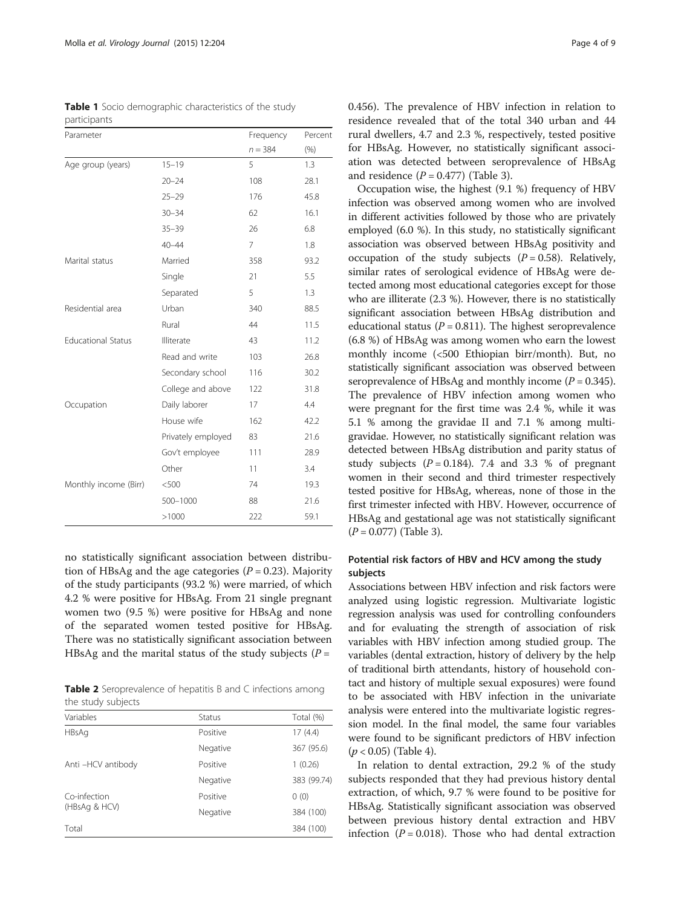**Table 1** Socio demographic characteristics of the study participants

| Parameter | | Frequency $n = 384$ | Percent (%) |
|---|---|---|---|
| Age group (years) | 15–19 | 5 | 1.3 |
| | 20–24 | 108 | 28.1 |
| | 25–29 | 176 | 45.8 |
| | 30–34 | 62 | 16.1 |
| | 35–39 | 26 | 6.8 |
| | 40–44 | 7 | 1.8 |
| Marital status | Married | 358 | 93.2 |
| | Single | 21 | 5.5 |
| | Separated | 5 | 1.3 |
| Residential area | Urban | 340 | 88.5 |
| | Rural | 44 | 11.5 |
| Educational Status | Illiterate | 43 | 11.2 |
| | Read and write | 103 | 26.8 |
| | Secondary school | 116 | 30.2 |
| | College and above | 122 | 31.8 |
| Occupation | Daily laborer | 17 | 4.4 |
| | House wife | 162 | 42.2 |
| | Privately employed | 83 | 21.6 |
| | Gov't employee | 111 | 28.9 |
| | Other | 11 | 3.4 |
| Monthly income (Birr) | <500 | 74 | 19.3 |
| | 500–1000 | 88 | 21.6 |
| | >1000 | 222 | 59.1 |

no statistically significant association between distribution of HBsAg and the age categories ($P = 0.23$). Majority of the study participants (93.2 %) were married, of which 4.2 % were positive for HBsAg. From 21 single pregnant women two (9.5 %) were positive for HBsAg and none of the separated women tested positive for HBsAg. There was no statistically significant association between HBsAg and the marital status of the study subjects ($P = 0.456$). The prevalence of HBV infection in relation to residence revealed that of the total 340 urban and 44 rural dwellers, 4.7 and 2.3 %, respectively, tested positive for HBsAg. However, no statistically significant association was detected between seroprevalence of HBsAg and residence ($P = 0.477$) (Table 3).

**Table 2** Seroprevalence of hepatitis B and C infections among the study subjects

| Variables | Status | Total (%) |
|---|---|---|
| HBsAg | Positive | 17 (4.4) |
| | Negative | 367 (95.6) |
| Anti –HCV antibody | Positive | 1 (0.26) |
| | Negative | 383 (99.74) |
| Co-infection (HBsAg & HCV) | Positive | 0 (0) |
| | Negative | 384 (100) |
| Total | | 384 (100) |

Occupation wise, the highest (9.1 %) frequency of HBV infection was observed among women who are involved in different activities followed by those who are privately employed (6.0 %). In this study, no statistically significant association was observed between HBsAg positivity and occupation of the study subjects ($P = 0.58$). Relatively, similar rates of serological evidence of HBsAg were detected among most educational categories except for those who are illiterate (2.3 %). However, there is no statistically significant association between HBsAg distribution and educational status ($P = 0.811$). The highest seroprevalence (6.8 %) of HBsAg was among women who earn the lowest monthly income (<500 Ethiopian birr/month). But, no statistically significant association was observed between seroprevalence of HBsAg and monthly income ($P = 0.345$). The prevalence of HBV infection among women who were pregnant for the first time was 2.4 %, while it was 5.1 % among the gravidae II and 7.1 % among multigravidae. However, no statistically significant relation was detected between HBsAg distribution and parity status of study subjects ($P = 0.184$). 7.4 and 3.3 % of pregnant women in their second and third trimester respectively tested positive for HBsAg, whereas, none of those in the first trimester infected with HBV. However, occurrence of HBsAg and gestational age was not statistically significant ($P = 0.077$) (Table 3).

## Potential risk factors of HBV and HCV among the study subjects

Associations between HBV infection and risk factors were analyzed using logistic regression. Multivariate logistic regression analysis was used for controlling confounders and for evaluating the strength of association of risk variables with HBV infection among studied group. The variables (dental extraction, history of delivery by the help of traditional birth attendants, history of household contact and history of multiple sexual exposures) were found to be associated with HBV infection in the univariate analysis were entered into the multivariate logistic regression model. In the final model, the same four variables were found to be significant predictors of HBV infection ($p < 0.05$) (Table 4).

In relation to dental extraction, 29.2 % of the study subjects responded that they had previous history dental extraction, of which, 9.7 % were found to be positive for HBsAg. Statistically significant association was observed between previous history dental extraction and HBV infection ($P = 0.018$). Those who had dental extraction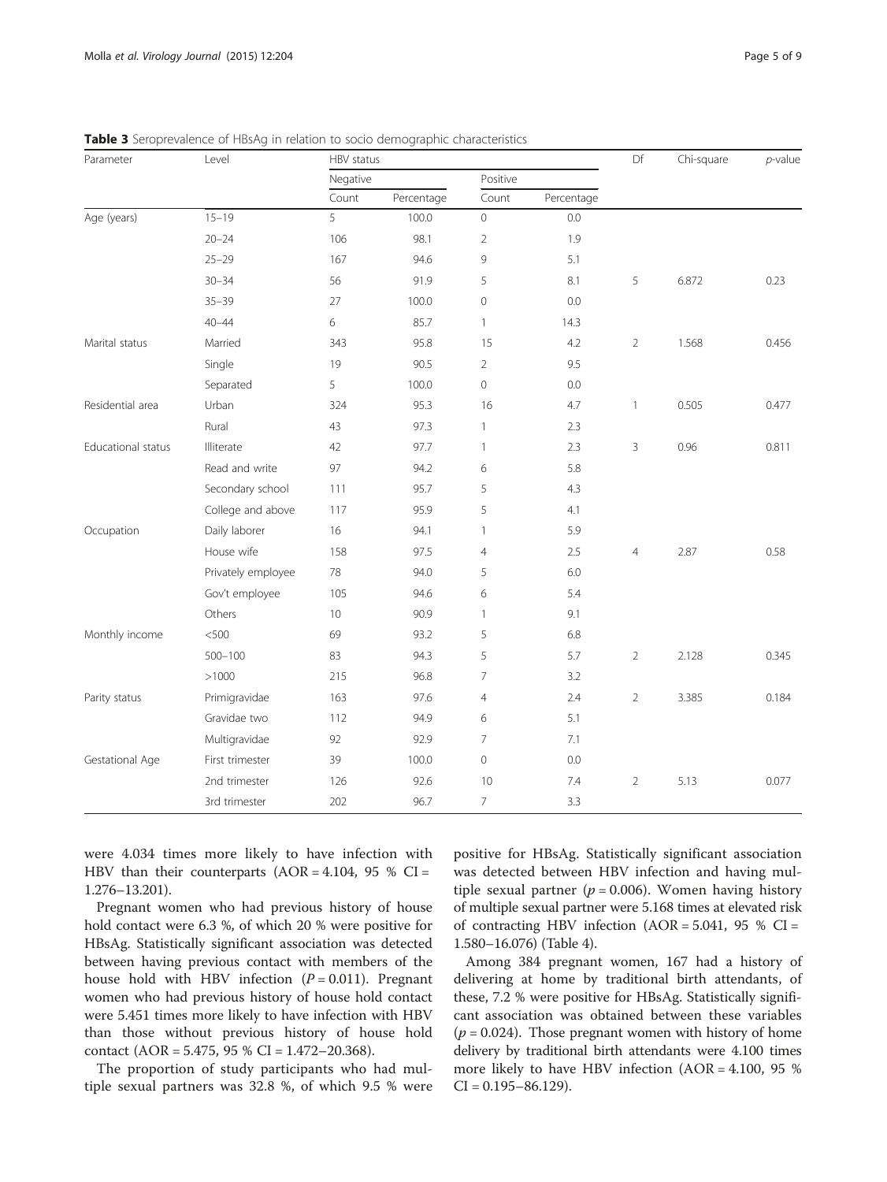**Table 3** Seroprevalence of HBsAg in relation to socio demographic characteristics

| Parameter | Level | HBV status | | | | Df | Chi-square | *p*-value |
|---|---|---|---|---|---|---|---|---|
| | | Negative | | Positive | | | | |
| | | Count | Percentage | Count | Percentage | | | |
| Age (years) | 15–19 | 5 | 100.0 | 0 | 0.0 | | | |
| | 20–24 | 106 | 98.1 | 2 | 1.9 | | | |
| | 25–29 | 167 | 94.6 | 9 | 5.1 | | | |
| | 30–34 | 56 | 91.9 | 5 | 8.1 | 5 | 6.872 | 0.23 |
| | 35–39 | 27 | 100.0 | 0 | 0.0 | | | |
| | 40–44 | 6 | 85.7 | 1 | 14.3 | | | |
| Marital status | Married | 343 | 95.8 | 15 | 4.2 | 2 | 1.568 | 0.456 |
| | Single | 19 | 90.5 | 2 | 9.5 | | | |
| | Separated | 5 | 100.0 | 0 | 0.0 | | | |
| Residential area | Urban | 324 | 95.3 | 16 | 4.7 | 1 | 0.505 | 0.477 |
| | Rural | 43 | 97.3 | 1 | 2.3 | | | |
| Educational status | Illiterate | 42 | 97.7 | 1 | 2.3 | 3 | 0.96 | 0.811 |
| | Read and write | 97 | 94.2 | 6 | 5.8 | | | |
| | Secondary school | 111 | 95.7 | 5 | 4.3 | | | |
| | College and above | 117 | 95.9 | 5 | 4.1 | | | |
| Occupation | Daily laborer | 16 | 94.1 | 1 | 5.9 | | | |
| | House wife | 158 | 97.5 | 4 | 2.5 | 4 | 2.87 | 0.58 |
| | Privately employee | 78 | 94.0 | 5 | 6.0 | | | |
| | Gov't employee | 105 | 94.6 | 6 | 5.4 | | | |
| | Others | 10 | 90.9 | 1 | 9.1 | | | |
| Monthly income | <500 | 69 | 93.2 | 5 | 6.8 | | | |
| | 500–100 | 83 | 94.3 | 5 | 5.7 | 2 | 2.128 | 0.345 |
| | >1000 | 215 | 96.8 | 7 | 3.2 | | | |
| Parity status | Primigravidae | 163 | 97.6 | 4 | 2.4 | 2 | 3.385 | 0.184 |
| | Gravidae two | 112 | 94.9 | 6 | 5.1 | | | |
| | Multigravidae | 92 | 92.9 | 7 | 7.1 | | | |
| Gestational Age | First trimester | 39 | 100.0 | 0 | 0.0 | | | |
| | 2nd trimester | 126 | 92.6 | 10 | 7.4 | 2 | 5.13 | 0.077 |
| | 3rd trimester | 202 | 96.7 | 7 | 3.3 | | | |

were 4.034 times more likely to have infection with HBV than their counterparts (AOR = 4.104, 95 % CI = 1.276–13.201).

Pregnant women who had previous history of house hold contact were 6.3 %, of which 20 % were positive for HBsAg. Statistically significant association was detected between having previous contact with members of the house hold with HBV infection ($P = 0.011$). Pregnant women who had previous history of house hold contact were 5.451 times more likely to have infection with HBV than those without previous history of house hold contact (AOR = 5.475, 95 % CI = 1.472–20.368).

The proportion of study participants who had multiple sexual partners was 32.8 %, of which 9.5 % were positive for HBsAg. Statistically significant association was detected between HBV infection and having multiple sexual partner ($p = 0.006$). Women having history of multiple sexual partner were 5.168 times at elevated risk of contracting HBV infection (AOR = 5.041, 95 % CI = 1.580–16.076) (Table 4).

Among 384 pregnant women, 167 had a history of delivering at home by traditional birth attendants, of these, 7.2 % were positive for HBsAg. Statistically significant association was obtained between these variables ($p = 0.024$). Those pregnant women with history of home delivery by traditional birth attendants were 4.100 times more likely to have HBV infection (AOR = 4.100, 95 % CI = 0.195–86.129).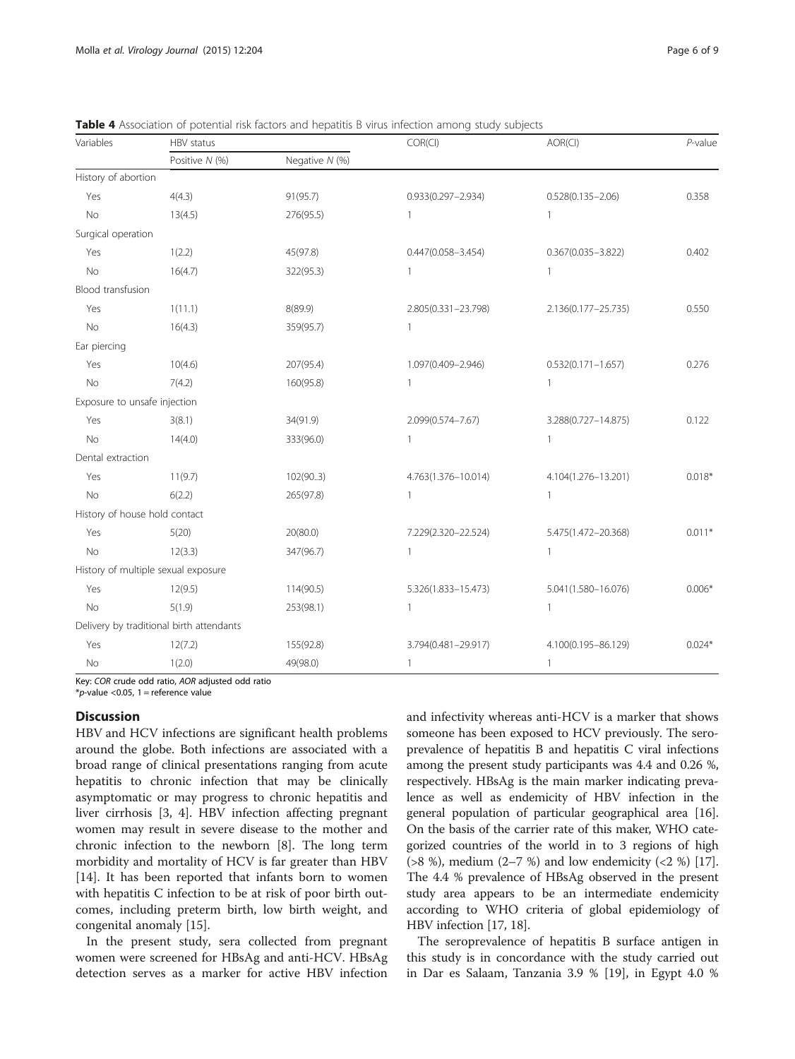**Table 4** Association of potential risk factors and hepatitis B virus infection among study subjects

| Variables | HBV status | | COR(CI) | AOR(CI) | *P*-value |
|---|---|---|---|---|---|
| | Positive *N* (%) | Negative *N* (%) | | | |
| History of abortion | | | | | |
| Yes | 4(4.3) | 91(95.7) | 0.933(0.297–2.934) | 0.528(0.135–2.06) | 0.358 |
| No | 13(4.5) | 276(95.5) | 1 | 1 | |
| Surgical operation | | | | | |
| Yes | 1(2.2) | 45(97.8) | 0.447(0.058–3.454) | 0.367(0.035–3.822) | 0.402 |
| No | 16(4.7) | 322(95.3) | 1 | 1 | |
| Blood transfusion | | | | | |
| Yes | 1(11.1) | 8(89.9) | 2.805(0.331–23.798) | 2.136(0.177–25.735) | 0.550 |
| No | 16(4.3) | 359(95.7) | 1 | | |
| Ear piercing | | | | | |
| Yes | 10(4.6) | 207(95.4) | 1.097(0.409–2.946) | 0.532(0.171–1.657) | 0.276 |
| No | 7(4.2) | 160(95.8) | 1 | 1 | |
| Exposure to unsafe injection | | | | | |
| Yes | 3(8.1) | 34(91.9) | 2.099(0.574–7.67) | 3.288(0.727–14.875) | 0.122 |
| No | 14(4.0) | 333(96.0) | 1 | 1 | |
| Dental extraction | | | | | |
| Yes | 11(9.7) | 102(90..3) | 4.763(1.376–10.014) | 4.104(1.276–13.201) | 0.018* |
| No | 6(2.2) | 265(97.8) | 1 | 1 | |
| History of house hold contact | | | | | |
| Yes | 5(20) | 20(80.0) | 7.229(2.320–22.524) | 5.475(1.472–20.368) | 0.011* |
| No | 12(3.3) | 347(96.7) | 1 | 1 | |
| History of multiple sexual exposure | | | | | |
| Yes | 12(9.5) | 114(90.5) | 5.326(1.833–15.473) | 5.041(1.580–16.076) | 0.006* |
| No | 5(1.9) | 253(98.1) | 1 | 1 | |
| Delivery by traditional birth attendants | | | | | |
| Yes | 12(7.2) | 155(92.8) | 3.794(0.481–29.917) | 4.100(0.195–86.129) | 0.024* |
| No | 1(2.0) | 49(98.0) | 1 | 1 | |

Key: *COR* crude odd ratio, *AOR* adjusted odd ratio
\**p*-value <0.05, 1 = reference value

## Discussion

HBV and HCV infections are significant health problems around the globe. Both infections are associated with a broad range of clinical presentations ranging from acute hepatitis to chronic infection that may be clinically asymptomatic or may progress to chronic hepatitis and liver cirrhosis [3, 4]. HBV infection affecting pregnant women may result in severe disease to the mother and chronic infection to the newborn [8]. The long term morbidity and mortality of HCV is far greater than HBV [14]. It has been reported that infants born to women with hepatitis C infection to be at risk of poor birth outcomes, including preterm birth, low birth weight, and congenital anomaly [15].

In the present study, sera collected from pregnant women were screened for HBsAg and anti-HCV. HBsAg detection serves as a marker for active HBV infection and infectivity whereas anti-HCV is a marker that shows someone has been exposed to HCV previously. The seroprevalence of hepatitis B and hepatitis C viral infections among the present study participants was 4.4 and 0.26 %, respectively. HBsAg is the main marker indicating prevalence as well as endemicity of HBV infection in the general population of particular geographical area [16]. On the basis of the carrier rate of this maker, WHO categorized countries of the world in to 3 regions of high (>8 %), medium (2–7 %) and low endemicity (<2 %) [17]. The 4.4 % prevalence of HBsAg observed in the present study area appears to be an intermediate endemicity according to WHO criteria of global epidemiology of HBV infection [17, 18].

The seroprevalence of hepatitis B surface antigen in this study is in concordance with the study carried out in Dar es Salaam, Tanzania 3.9 % [19], in Egypt 4.0 %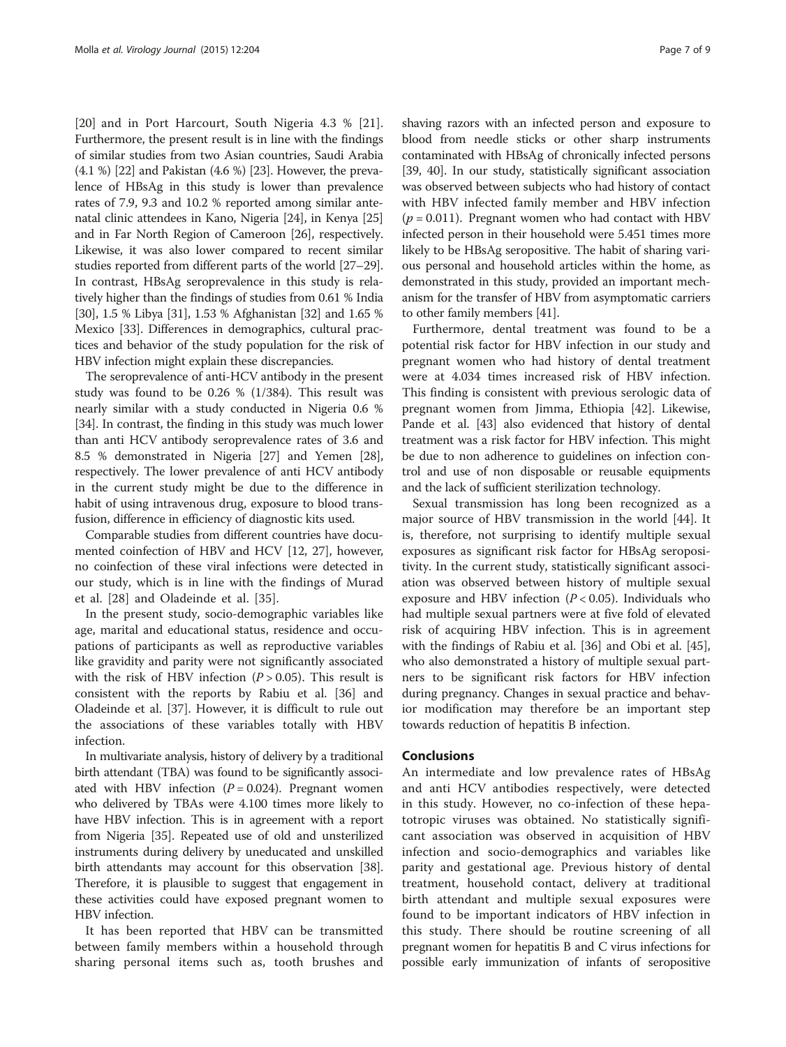[20] and in Port Harcourt, South Nigeria 4.3 % [21]. Furthermore, the present result is in line with the findings of similar studies from two Asian countries, Saudi Arabia (4.1 %) [22] and Pakistan (4.6 %) [23]. However, the prevalence of HBsAg in this study is lower than prevalence rates of 7.9, 9.3 and 10.2 % reported among similar antenatal clinic attendees in Kano, Nigeria [24], in Kenya [25] and in Far North Region of Cameroon [26], respectively. Likewise, it was also lower compared to recent similar studies reported from different parts of the world [27–29]. In contrast, HBsAg seroprevalence in this study is relatively higher than the findings of studies from 0.61 % India [30], 1.5 % Libya [31], 1.53 % Afghanistan [32] and 1.65 % Mexico [33]. Differences in demographics, cultural practices and behavior of the study population for the risk of HBV infection might explain these discrepancies.

The seroprevalence of anti-HCV antibody in the present study was found to be 0.26 % (1/384). This result was nearly similar with a study conducted in Nigeria 0.6 % [34]. In contrast, the finding in this study was much lower than anti HCV antibody seroprevalence rates of 3.6 and 8.5 % demonstrated in Nigeria [27] and Yemen [28], respectively. The lower prevalence of anti HCV antibody in the current study might be due to the difference in habit of using intravenous drug, exposure to blood transfusion, difference in efficiency of diagnostic kits used.

Comparable studies from different countries have documented coinfection of HBV and HCV [12, 27], however, no coinfection of these viral infections were detected in our study, which is in line with the findings of Murad et al. [28] and Oladeinde et al. [35].

In the present study, socio-demographic variables like age, marital and educational status, residence and occupations of participants as well as reproductive variables like gravidity and parity were not significantly associated with the risk of HBV infection ($P > 0.05$). This result is consistent with the reports by Rabiu et al. [36] and Oladeinde et al. [37]. However, it is difficult to rule out the associations of these variables totally with HBV infection.

In multivariate analysis, history of delivery by a traditional birth attendant (TBA) was found to be significantly associated with HBV infection ($P = 0.024$). Pregnant women who delivered by TBAs were 4.100 times more likely to have HBV infection. This is in agreement with a report from Nigeria [35]. Repeated use of old and unsterilized instruments during delivery by uneducated and unskilled birth attendants may account for this observation [38]. Therefore, it is plausible to suggest that engagement in these activities could have exposed pregnant women to HBV infection.

It has been reported that HBV can be transmitted between family members within a household through sharing personal items such as, tooth brushes and shaving razors with an infected person and exposure to blood from needle sticks or other sharp instruments contaminated with HBsAg of chronically infected persons [39, 40]. In our study, statistically significant association was observed between subjects who had history of contact with HBV infected family member and HBV infection ($p = 0.011$). Pregnant women who had contact with HBV infected person in their household were 5.451 times more likely to be HBsAg seropositive. The habit of sharing various personal and household articles within the home, as demonstrated in this study, provided an important mechanism for the transfer of HBV from asymptomatic carriers to other family members [41].

Furthermore, dental treatment was found to be a potential risk factor for HBV infection in our study and pregnant women who had history of dental treatment were at 4.034 times increased risk of HBV infection. This finding is consistent with previous serologic data of pregnant women from Jimma, Ethiopia [42]. Likewise, Pande et al. [43] also evidenced that history of dental treatment was a risk factor for HBV infection. This might be due to non adherence to guidelines on infection control and use of non disposable or reusable equipments and the lack of sufficient sterilization technology.

Sexual transmission has long been recognized as a major source of HBV transmission in the world [44]. It is, therefore, not surprising to identify multiple sexual exposures as significant risk factor for HBsAg seropositivity. In the current study, statistically significant association was observed between history of multiple sexual exposure and HBV infection ($P < 0.05$). Individuals who had multiple sexual partners were at five fold of elevated risk of acquiring HBV infection. This is in agreement with the findings of Rabiu et al. [36] and Obi et al. [45], who also demonstrated a history of multiple sexual partners to be significant risk factors for HBV infection during pregnancy. Changes in sexual practice and behavior modification may therefore be an important step towards reduction of hepatitis B infection.

## Conclusions

An intermediate and low prevalence rates of HBsAg and anti HCV antibodies respectively, were detected in this study. However, no co-infection of these hepatotropic viruses was obtained. No statistically significant association was observed in acquisition of HBV infection and socio-demographics and variables like parity and gestational age. Previous history of dental treatment, household contact, delivery at traditional birth attendant and multiple sexual exposures were found to be important indicators of HBV infection in this study. There should be routine screening of all pregnant women for hepatitis B and C virus infections for possible early immunization of infants of seropositive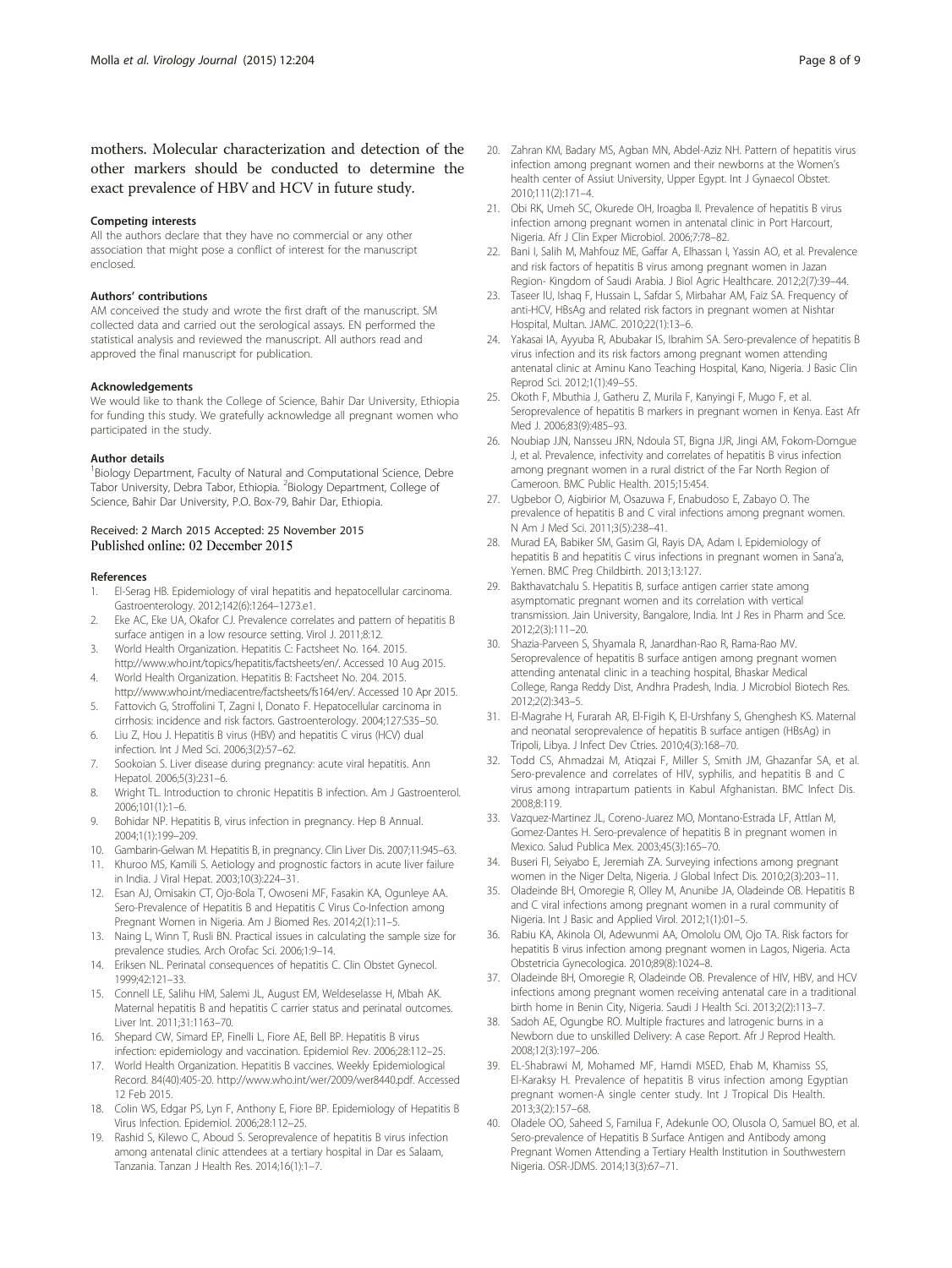mothers. Molecular characterization and detection of the other markers should be conducted to determine the exact prevalence of HBV and HCV in future study.

#### Competing interests

All the authors declare that they have no commercial or any other association that might pose a conflict of interest for the manuscript enclosed.

#### Authors' contributions

AM conceived the study and wrote the first draft of the manuscript. SM collected data and carried out the serological assays. EN performed the statistical analysis and reviewed the manuscript. All authors read and approved the final manuscript for publication.

#### Acknowledgements

We would like to thank the College of Science, Bahir Dar University, Ethiopia for funding this study. We gratefully acknowledge all pregnant women who participated in the study.

#### Author details

[1]Biology Department, Faculty of Natural and Computational Science, Debre Tabor University, Debra Tabor, Ethiopia. [2]Biology Department, College of Science, Bahir Dar University, P.O. Box-79, Bahir Dar, Ethiopia.

Received: 2 March 2015 Accepted: 25 November 2015
Published online: 02 December 2015

#### References

1. El-Serag HB. Epidemiology of viral hepatitis and hepatocellular carcinoma. Gastroenterology. 2012;142(6):1264–1273.e1.
2. Eke AC, Eke UA, Okafor CJ. Prevalence correlates and pattern of hepatitis B surface antigen in a low resource setting. Virol J. 2011;8:12.
3. World Health Organization. Hepatitis C: Factsheet No. 164. 2015. http://www.who.int/topics/hepatitis/factsheets/en/. Accessed 10 Aug 2015.
4. World Health Organization. Hepatitis B: Factsheet No. 204. 2015. http://www.who.int/mediacentre/factsheets/fs164/en/. Accessed 10 Apr 2015.
5. Fattovich G, Stroffolini T, Zagni I, Donato F. Hepatocellular carcinoma in cirrhosis: incidence and risk factors. Gastroenterology. 2004;127:S35–50.
6. Liu Z, Hou J. Hepatitis B virus (HBV) and hepatitis C virus (HCV) dual infection. Int J Med Sci. 2006;3(2):57–62.
7. Sookoian S. Liver disease during pregnancy: acute viral hepatitis. Ann Hepatol. 2006;5(3):231–6.
8. Wright TL. Introduction to chronic Hepatitis B infection. Am J Gastroenterol. 2006;101(1):1–6.
9. Bohidar NP. Hepatitis B, virus infection in pregnancy. Hep B Annual. 2004;1(1):199–209.
10. Gambarin-Gelwan M. Hepatitis B, in pregnancy. Clin Liver Dis. 2007;11:945–63.
11. Khuroo MS, Kamili S. Aetiology and prognostic factors in acute liver failure in India. J Viral Hepat. 2003;10(3):224–31.
12. Esan AJ, Omisakin CT, Ojo-Bola T, Owoseni MF, Fasakin KA, Ogunleye AA. Sero-Prevalence of Hepatitis B and Hepatitis C Virus Co-Infection among Pregnant Women in Nigeria. Am J Biomed Res. 2014;2(1):11–5.
13. Naing L, Winn T, Rusli BN. Practical issues in calculating the sample size for prevalence studies. Arch Orofac Sci. 2006;1:9–14.
14. Eriksen NL. Perinatal consequences of hepatitis C. Clin Obstet Gynecol. 1999;42:121–33.
15. Connell LE, Salihu HM, Salemi JL, August EM, Weldeselasse H, Mbah AK. Maternal hepatitis B and hepatitis C carrier status and perinatal outcomes. Liver Int. 2011;31:1163–70.
16. Shepard CW, Simard EP, Finelli L, Fiore AE, Bell BP. Hepatitis B virus infection: epidemiology and vaccination. Epidemiol Rev. 2006;28:112–25.
17. World Health Organization. Hepatitis B vaccines. Weekly Epidemiological Record. 84(40):405-20. http://www.who.int/wer/2009/wer8440.pdf. Accessed 12 Feb 2015.
18. Colin WS, Edgar PS, Lyn F, Anthony E, Fiore BP. Epidemiology of Hepatitis B Virus Infection. Epidemiol. 2006;28:112–25.
19. Rashid S, Kilewo C, Aboud S. Seroprevalence of hepatitis B virus infection among antenatal clinic attendees at a tertiary hospital in Dar es Salaam, Tanzania. Tanzan J Health Res. 2014;16(1):1–7.
20. Zahran KM, Badary MS, Agban MN, Abdel-Aziz NH. Pattern of hepatitis virus infection among pregnant women and their newborns at the Women's health center of Assiut University, Upper Egypt. Int J Gynaecol Obstet. 2010;111(2):171–4.
21. Obi RK, Umeh SC, Okurede OH, Iroagba II. Prevalence of hepatitis B virus infection among pregnant women in antenatal clinic in Port Harcourt, Nigeria. Afr J Clin Exper Microbiol. 2006;7:78–82.
22. Bani I, Salih M, Mahfouz ME, Gaffar A, Elhassan I, Yassin AO, et al. Prevalence and risk factors of hepatitis B virus among pregnant women in Jazan Region- Kingdom of Saudi Arabia. J Biol Agric Healthcare. 2012;2(7):39–44.
23. Taseer IU, Ishaq F, Hussain L, Safdar S, Mirbahar AM, Faiz SA. Frequency of anti-HCV, HBsAg and related risk factors in pregnant women at Nishtar Hospital, Multan. JAMC. 2010;22(1):13–6.
24. Yakasai IA, Ayyuba R, Abubakar IS, Ibrahim SA. Sero-prevalence of hepatitis B virus infection and its risk factors among pregnant women attending antenatal clinic at Aminu Kano Teaching Hospital, Kano, Nigeria. J Basic Clin Reprod Sci. 2012;1(1):49–55.
25. Okoth F, Mbuthia J, Gatheru Z, Murila F, Kanyingi F, Mugo F, et al. Seroprevalence of hepatitis B markers in pregnant women in Kenya. East Afr Med J. 2006;83(9):485–93.
26. Noubiap JJN, Nansseu JRN, Ndoula ST, Bigna JJR, Jingi AM, Fokom-Domgue J, et al. Prevalence, infectivity and correlates of hepatitis B virus infection among pregnant women in a rural district of the Far North Region of Cameroon. BMC Public Health. 2015;15:454.
27. Ugbebor O, Aigbirior M, Osazuwa F, Enabudoso E, Zabayo O. The prevalence of hepatitis B and C viral infections among pregnant women. N Am J Med Sci. 2011;3(5):238–41.
28. Murad EA, Babiker SM, Gasim GI, Rayis DA, Adam I. Epidemiology of hepatitis B and hepatitis C virus infections in pregnant women in Sana'a, Yemen. BMC Preg Childbirth. 2013;13:127.
29. Bakthavatchalu S. Hepatitis B, surface antigen carrier state among asymptomatic pregnant women and its correlation with vertical transmission. Jain University, Bangalore, India. Int J Res in Pharm and Sce. 2012;2(3):111–20.
30. Shazia-Parveen S, Shyamala R, Janardhan-Rao R, Rama-Rao MV. Seroprevalence of hepatitis B surface antigen among pregnant women attending antenatal clinic in a teaching hospital, Bhaskar Medical College, Ranga Reddy Dist, Andhra Pradesh, India. J Microbiol Biotech Res. 2012;2(2):343–5.
31. El-Magrahe H, Furarah AR, El-Figih K, El-Urshfany S, Ghenghesh KS. Maternal and neonatal seroprevalence of hepatitis B surface antigen (HBsAg) in Tripoli, Libya. J Infect Dev Ctries. 2010;4(3):168–70.
32. Todd CS, Ahmadzai M, Atiqzai F, Miller S, Smith JM, Ghazanfar SA, et al. Sero-prevalence and correlates of HIV, syphilis, and hepatitis B and C virus among intrapartum patients in Kabul Afghanistan. BMC Infect Dis. 2008;8:119.
33. Vazquez-Martinez JL, Coreno-Juarez MO, Montano-Estrada LF, Attlan M, Gomez-Dantes H. Sero-prevalence of hepatitis B in pregnant women in Mexico. Salud Publica Mex. 2003;45(3):165–70.
34. Buseri FI, Seiyabo E, Jeremiah ZA. Surveying infections among pregnant women in the Niger Delta, Nigeria. J Global Infect Dis. 2010;2(3):203–11.
35. Oladeinde BH, Omoregie R, Olley M, Anunibe JA, Oladeinde OB. Hepatitis B and C viral infections among pregnant women in a rural community of Nigeria. Int J Basic and Applied Virol. 2012;1(1):01–5.
36. Rabiu KA, Akinola OI, Adewunmi AA, Omololu OM, Ojo TA. Risk factors for hepatitis B virus infection among pregnant women in Lagos, Nigeria. Acta Obstetricia Gynecologica. 2010;89(8):1024–8.
37. Oladeinde BH, Omoregie R, Oladeinde OB. Prevalence of HIV, HBV, and HCV infections among pregnant women receiving antenatal care in a traditional birth home in Benin City, Nigeria. Saudi J Health Sci. 2013;2(2):113–7.
38. Sadoh AE, Ogungbe RO. Multiple fractures and Iatrogenic burns in a Newborn due to unskilled Delivery: A case Report. Afr J Reprod Health. 2008;12(3):197–206.
39. EL-Shabrawi M, Mohamed MF, Hamdi MSED, Ehab M, Khamiss SS, El-Karaksy H. Prevalence of hepatitis B virus infection among Egyptian pregnant women-A single center study. Int J Tropical Dis Health. 2013;3(2):157–68.
40. Oladele OO, Saheed S, Familua F, Adekunle OO, Olusola O, Samuel BO, et al. Sero-prevalence of Hepatitis B Surface Antigen and Antibody among Pregnant Women Attending a Tertiary Health Institution in Southwestern Nigeria. OSR-JDMS. 2014;13(3):67–71.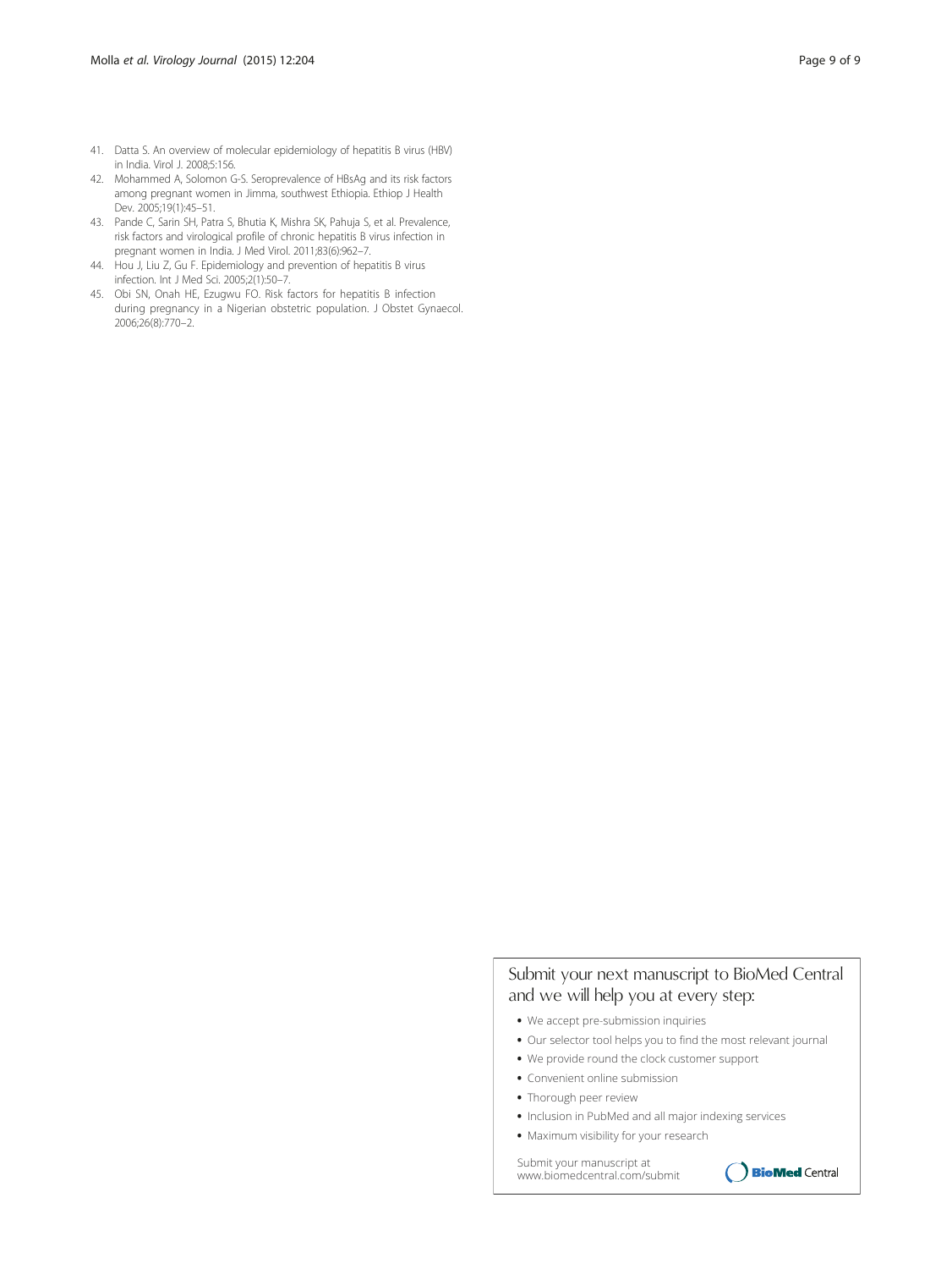41. Datta S. An overview of molecular epidemiology of hepatitis B virus (HBV) in India. Virol J. 2008;5:156.
42. Mohammed A, Solomon G-S. Seroprevalence of HBsAg and its risk factors among pregnant women in Jimma, southwest Ethiopia. Ethiop J Health Dev. 2005;19(1):45–51.
43. Pande C, Sarin SH, Patra S, Bhutia K, Mishra SK, Pahuja S, et al. Prevalence, risk factors and virological profile of chronic hepatitis B virus infection in pregnant women in India. J Med Virol. 2011;83(6):962–7.
44. Hou J, Liu Z, Gu F. Epidemiology and prevention of hepatitis B virus infection. Int J Med Sci. 2005;2(1):50–7.
45. Obi SN, Onah HE, Ezugwu FO. Risk factors for hepatitis B infection during pregnancy in a Nigerian obstetric population. J Obstet Gynaecol. 2006;26(8):770–2.

Submit your next manuscript to BioMed Central and we will help you at every step:

- We accept pre-submission inquiries
- Our selector tool helps you to find the most relevant journal
- We provide round the clock customer support
- Convenient online submission
- Thorough peer review
- Inclusion in PubMed and all major indexing services
- Maximum visibility for your research

Submit your manuscript at www.biomedcentral.com/submit

BioMed Central